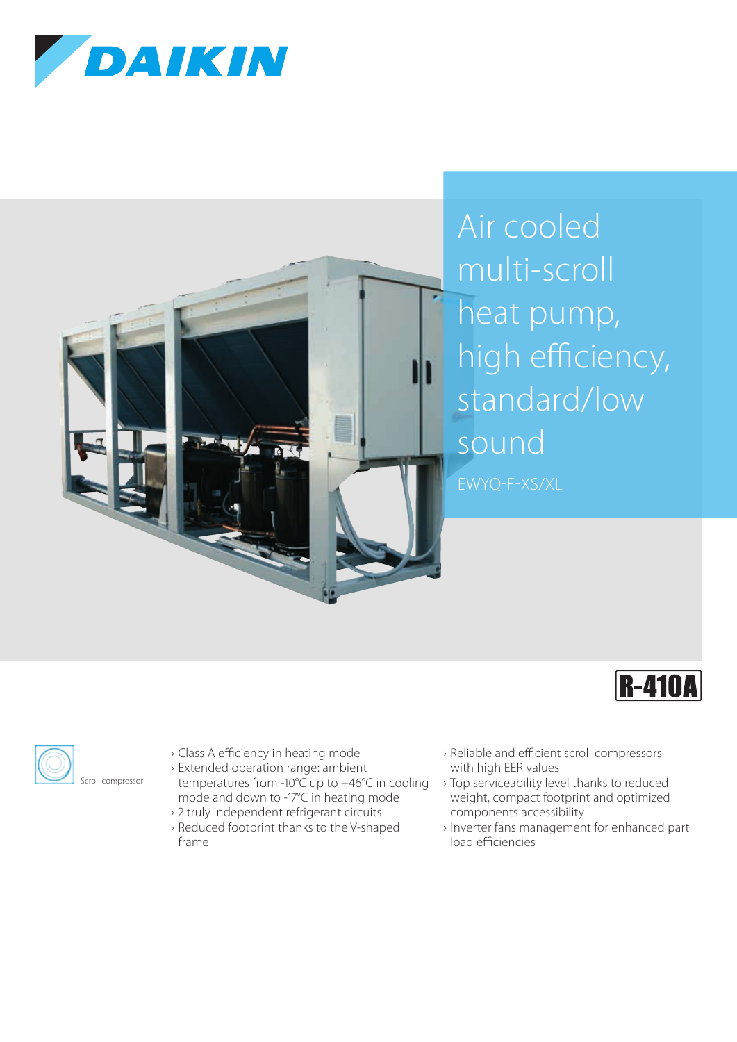DAIKIN

# Air cooled multi-scroll heat pump, high efficiency, standard/low sound

EWYQ-F-XS/XL

R-410A

Scroll compressor

- Class A efficiency in heating mode
- Extended operation range: ambient temperatures from -10°C up to +46°C in cooling mode and down to -17°C in heating mode
- 2 truly independent refrigerant circuits
- Reduced footprint thanks to the V-shaped frame
- Reliable and efficient scroll compressors with high EER values
- Top serviceability level thanks to reduced weight, compact footprint and optimized components accessibility
- Inverter fans management for enhanced part load efficiencies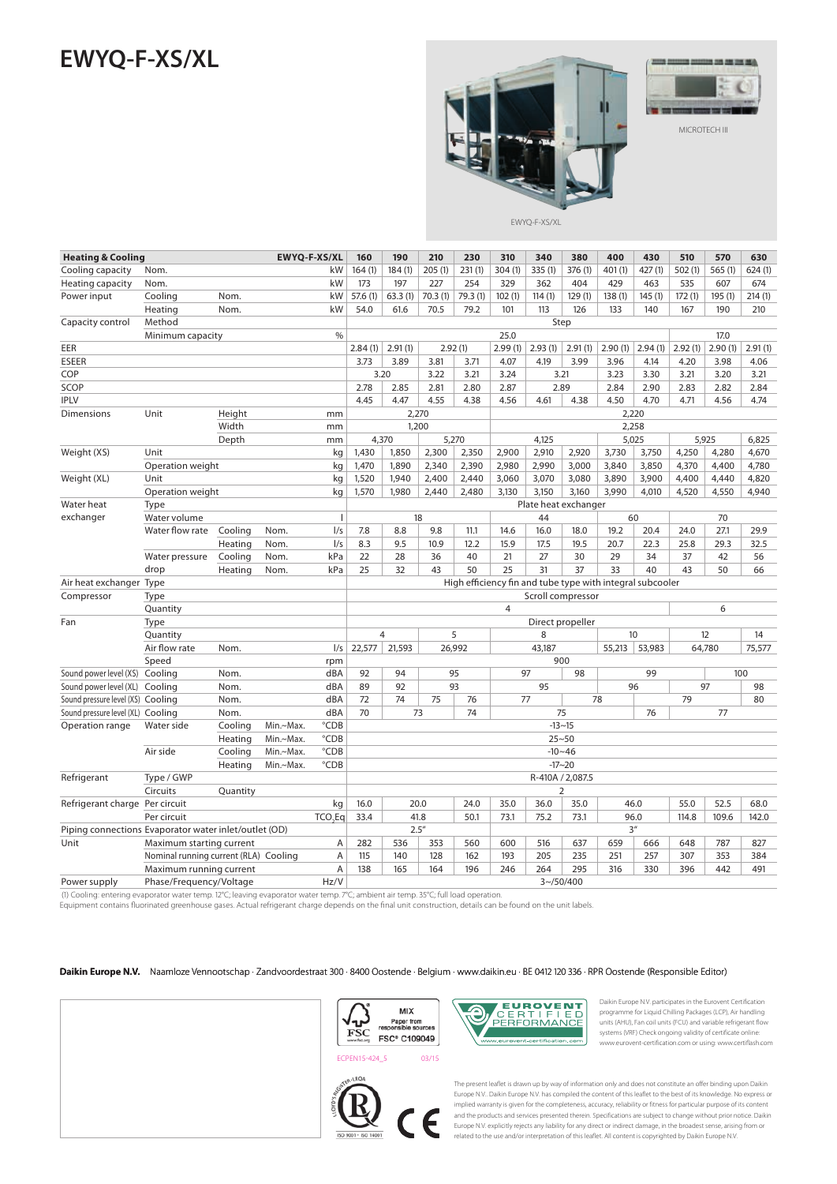# EWYQ-F-XS/XL

MICROTECH III

EWYQ-F-XS/XL

| Heating & Cooling | | | | EWYQ-F-XS/XL | 160 | 190 | 210 | 230 | 310 | 340 | 380 | 400 | 430 | 510 | 570 | 630 |
|---|---|---|---|---|---|---|---|---|---|---|---|---|---|---|---|---|
| Cooling capacity | Nom. | | | kW | 164 (1) | 184 (1) | 205 (1) | 231 (1) | 304 (1) | 335 (1) | 376 (1) | 401 (1) | 427 (1) | 502 (1) | 565 (1) | 624 (1) |
| Heating capacity | Nom. | | | kW | 173 | 197 | 227 | 254 | 329 | 362 | 404 | 429 | 463 | 535 | 607 | 674 |
| Power input | Cooling | Nom. | | kW | 57.6 (1) | 63.3 (1) | 70.3 (1) | 79.3 (1) | 102 (1) | 114 (1) | 129 (1) | 138 (1) | 145 (1) | 172 (1) | 195 (1) | 214 (1) |
| | Heating | Nom. | | kW | 54.0 | 61.6 | 70.5 | 79.2 | 101 | 113 | 126 | 133 | 140 | 167 | 190 | 210 |
| Capacity control | Method | | | | Step | | | | | | | | | | | |
| | Minimum capacity | | | % | 25.0 | | | | | | | | | 17.0 | | |
| EER | | | | | 2.84 (1) | 2.91 (1) | 2.92 (1) | | 2.99 (1) | 2.93 (1) | 2.91 (1) | 2.90 (1) | 2.94 (1) | 2.92 (1) | 2.90 (1) | 2.91 (1) |
| ESEER | | | | | 3.73 | 3.89 | 3.81 | 3.71 | 4.07 | 4.19 | 3.99 | 3.96 | 4.14 | 4.20 | 3.98 | 4.06 |
| COP | | | | | 3.20 | | 3.22 | 3.21 | 3.24 | 3.21 | | 3.23 | 3.30 | 3.21 | 3.20 | 3.21 |
| SCOP | | | | | 2.78 | 2.85 | 2.81 | 2.80 | 2.87 | 2.89 | | 2.84 | 2.90 | 2.83 | 2.82 | 2.84 |
| IPLV | | | | | 4.45 | 4.47 | 4.55 | 4.38 | 4.56 | 4.61 | 4.38 | 4.50 | 4.70 | 4.71 | 4.56 | 4.74 |
| Dimensions | Unit | Height | | mm | 2,270 | | | | 2,220 | | | | | | | |
| | | Width | | mm | 1,200 | | | | 2,258 | | | | | | | |
| | | Depth | | mm | 4,370 | | 5,270 | | 4,125 | | | 5,025 | | 5,925 | | 6,825 |
| Weight (XS) | Unit | | | kg | 1,430 | 1,850 | 2,300 | 2,350 | 2,900 | 2,910 | 2,920 | 3,730 | 3,750 | 4,250 | 4,280 | 4,670 |
| | Operation weight | | | kg | 1,470 | 1,890 | 2,340 | 2,390 | 2,980 | 2,990 | 3,000 | 3,840 | 3,850 | 4,370 | 4,400 | 4,780 |
| Weight (XL) | Unit | | | kg | 1,520 | 1,940 | 2,400 | 2,440 | 3,060 | 3,070 | 3,080 | 3,890 | 3,900 | 4,400 | 4,440 | 4,820 |
| | Operation weight | | | kg | 1,570 | 1,980 | 2,440 | 2,480 | 3,130 | 3,150 | 3,160 | 3,990 | 4,010 | 4,520 | 4,550 | 4,940 |
| Water heat exchanger | Type | | | | Plate heat exchanger | | | | | | | | | | | |
| | Water volume | | | l | 18 | | | | 44 | | | 60 | | 70 | | |
| | Water flow rate | Cooling | Nom. | l/s | 7.8 | 8.8 | 9.8 | 11.1 | 14.6 | 16.0 | 18.0 | 19.2 | 20.4 | 24.0 | 27.1 | 29.9 |
| | | Heating | Nom. | l/s | 8.3 | 9.5 | 10.9 | 12.2 | 15.9 | 17.5 | 19.5 | 20.7 | 22.3 | 25.8 | 29.3 | 32.5 |
| | Water pressure drop | Cooling | Nom. | kPa | 22 | 28 | 36 | 40 | 21 | 27 | 30 | 29 | 34 | 37 | 42 | 56 |
| | | Heating | Nom. | kPa | 25 | 32 | 43 | 50 | 25 | 31 | 37 | 33 | 40 | 43 | 50 | 66 |
| Air heat exchanger | Type | | | | High efficiency fin and tube type with integral subcooler | | | | | | | | | | | |
| Compressor | Type | | | | Scroll compressor | | | | | | | | | | | |
| | Quantity | | | | 4 | | | | | | | | | 6 | | |
| Fan | Type | | | | Direct propeller | | | | | | | | | | | |
| | Quantity | | | | 4 | | 5 | | 8 | | | 10 | | 12 | | 14 |
| | Air flow rate | Nom. | | l/s | 22,577 | 21,593 | 26,992 | | 43,187 | | | 55,213 | 53,983 | 64,780 | | 75,577 |
| | Speed | | | rpm | 900 | | | | | | | | | | | |
| Sound power level (XS) | Cooling | Nom. | | dBA | 92 | 94 | 95 | | 97 | | 98 | 99 | | 100 | | |
| Sound power level (XL) | Cooling | Nom. | | dBA | 89 | 92 | 93 | | 95 | | | 96 | | 97 | | 98 |
| Sound pressure level (XS) | Cooling | Nom. | | dBA | 72 | 74 | 75 | 76 | 77 | | 78 | | | 79 | | 80 |
| Sound pressure level (XL) | Cooling | Nom. | | dBA | 70 | 73 | | 74 | 75 | | | | 76 | 77 | | |
| Operation range | Water side | Cooling | Min.~Max. | °CDB | -13~15 | | | | | | | | | | | |
| | | Heating | Min.~Max. | °CDB | 25~50 | | | | | | | | | | | |
| | Air side | Cooling | Min.~Max. | °CDB | -10~46 | | | | | | | | | | | |
| | | Heating | Min.~Max. | °CDB | -17~20 | | | | | | | | | | | |
| Refrigerant | Type / GWP | | | | R-410A / 2,087.5 | | | | | | | | | | | |
| | Circuits | Quantity | | | 2 | | | | | | | | | | | |
| Refrigerant charge | Per circuit | | | kg | 16.0 | 20.0 | | 24.0 | 35.0 | 36.0 | 35.0 | 46.0 | | 55.0 | 52.5 | 68.0 |
| | Per circuit | | | $TCO_2Eq$ | 33.4 | 41.8 | | 50.1 | 73.1 | 75.2 | 73.1 | 96.0 | | 114.8 | 109.6 | 142.0 |
| Piping connections | Evaporator water inlet/outlet (OD) | | | | 2.5" | | | | 3" | | | | | | | |
| Unit | Maximum starting current | | | A | 282 | 536 | 353 | 560 | 600 | 516 | 637 | 659 | 666 | 648 | 787 | 827 |
| | Nominal running current (RLA) | Cooling | | A | 115 | 140 | 128 | 162 | 193 | 205 | 235 | 251 | 257 | 307 | 353 | 384 |
| | Maximum running current | | | A | 138 | 165 | 164 | 196 | 246 | 264 | 295 | 316 | 330 | 396 | 442 | 491 |
| Power supply | Phase/Frequency/Voltage | | | Hz/V | 3~/50/400 | | | | | | | | | | | |

(1) Cooling: entering evaporator water temp. 12°C; leaving evaporator water temp. 7°C; ambient air temp. 35°C; full load operation.
Equipment contains fluorinated greenhouse gases. Actual refrigerant charge depends on the final unit construction, details can be found on the unit labels.

**Daikin Europe N.V.** Naamloze Vennootschap · Zandvoordestraat 300 · 8400 Oostende · Belgium · www.daikin.eu · BE 0412 120 336 · RPR Oostende (Responsible Editor)

MIX Paper from responsible sources FSC® C109049

EUROVENT CERTIFIED PERFORMANCE www.eurovent-certification.com

ECPEN15-424_5 03/15

Daikin Europe N.V. participates in the Eurovent Certification programme for Liquid Chilling Packages (LCP), Air handling units (AHU), Fan coil units (FCU) and variable refrigerant flow systems (VRF) Check ongoing validity of certificate online: www.eurovent-certification.com or using: www.certiflash.com

The present leaflet is drawn up by way of information only and does not constitute an offer binding upon Daikin Europe N.V.. Daikin Europe N.V. has compiled the content of this leaflet to the best of its knowledge. No express or implied warranty is given for the completeness, accuracy, reliability or fitness for particular purpose of its content and the products and services presented therein. Specifications are subject to change without prior notice. Daikin Europe N.V. explicitly rejects any liability for any direct or indirect damage, in the broadest sense, arising from or related to the use and/or interpretation of this leaflet. All content is copyrighted by Daikin Europe N.V.